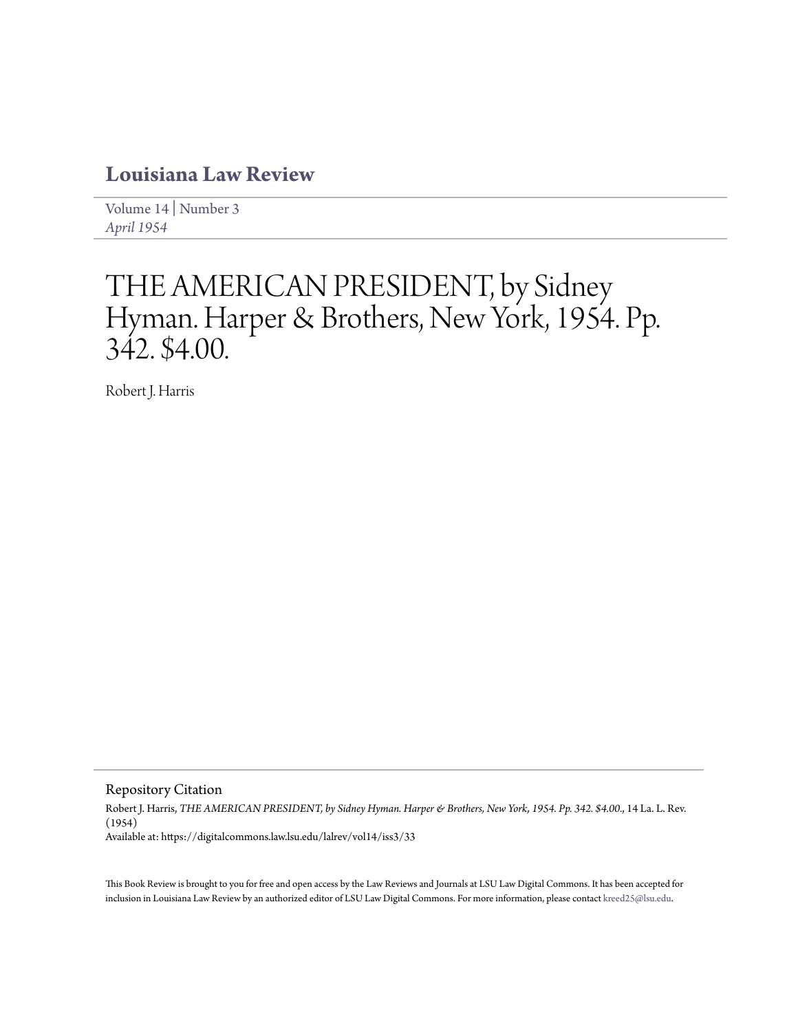# Louisiana Law Review

Volume 14 | Number 3
*April 1954*

# THE AMERICAN PRESIDENT, by Sidney Hyman. Harper & Brothers, New York, 1954. Pp. 342. $4.00.

Robert J. Harris

## Repository Citation

Robert J. Harris, *THE AMERICAN PRESIDENT, by Sidney Hyman. Harper & Brothers, New York, 1954. Pp. 342. $4.00.*, 14 La. L. Rev. (1954)
Available at: https://digitalcommons.law.lsu.edu/lalrev/vol14/iss3/33

This Book Review is brought to you for free and open access by the Law Reviews and Journals at LSU Law Digital Commons. It has been accepted for inclusion in Louisiana Law Review by an authorized editor of LSU Law Digital Commons. For more information, please contact kreed25@lsu.edu.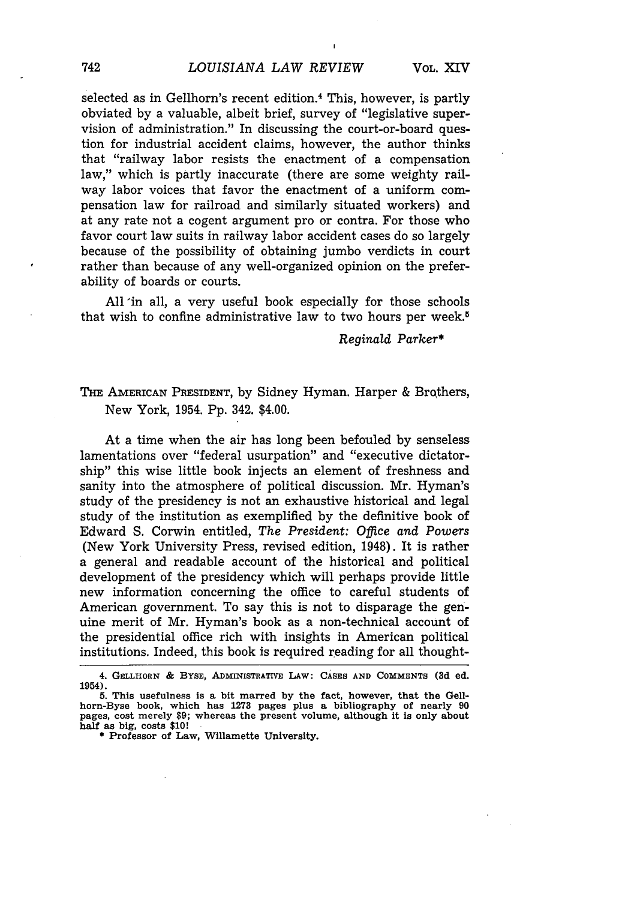selected as in Gellhorn's recent edition.[4] This, however, is partly obviated by a valuable, albeit brief, survey of "legislative supervision of administration." In discussing the court-or-board question for industrial accident claims, however, the author thinks that "railway labor resists the enactment of a compensation law," which is partly inaccurate (there are some weighty railway labor voices that favor the enactment of a uniform compensation law for railroad and similarly situated workers) and at any rate not a cogent argument pro or contra. For those who favor court law suits in railway labor accident cases do so largely because of the possibility of obtaining jumbo verdicts in court rather than because of any well-organized opinion on the preferability of boards or courts.

All in all, a very useful book especially for those schools that wish to confine administrative law to two hours per week.[5]

*Reginald Parker**

THE AMERICAN PRESIDENT, by Sidney Hyman. Harper & Brothers, New York, 1954. Pp. 342. $4.00.

At a time when the air has long been befouled by senseless lamentations over "federal usurpation" and "executive dictatorship" this wise little book injects an element of freshness and sanity into the atmosphere of political discussion. Mr. Hyman's study of the presidency is not an exhaustive historical and legal study of the institution as exemplified by the definitive book of Edward S. Corwin entitled, *The President: Office and Powers* (New York University Press, revised edition, 1948). It is rather a general and readable account of the historical and political development of the presidency which will perhaps provide little new information concerning the office to careful students of American government. To say this is not to disparage the genuine merit of Mr. Hyman's book as a non-technical account of the presidential office rich with insights in American political institutions. Indeed, this book is required reading for all thought-

---

4. GELLHORN & BYSE, ADMINISTRATIVE LAW: CASES AND COMMENTS (3d ed. 1954).

5. This usefulness is a bit marred by the fact, however, that the Gellhorn-Byse book, which has 1273 pages plus a bibliography of nearly 90 pages, cost merely $9; whereas the present volume, although it is only about half as big, costs $10!

\* Professor of Law, Willamette University.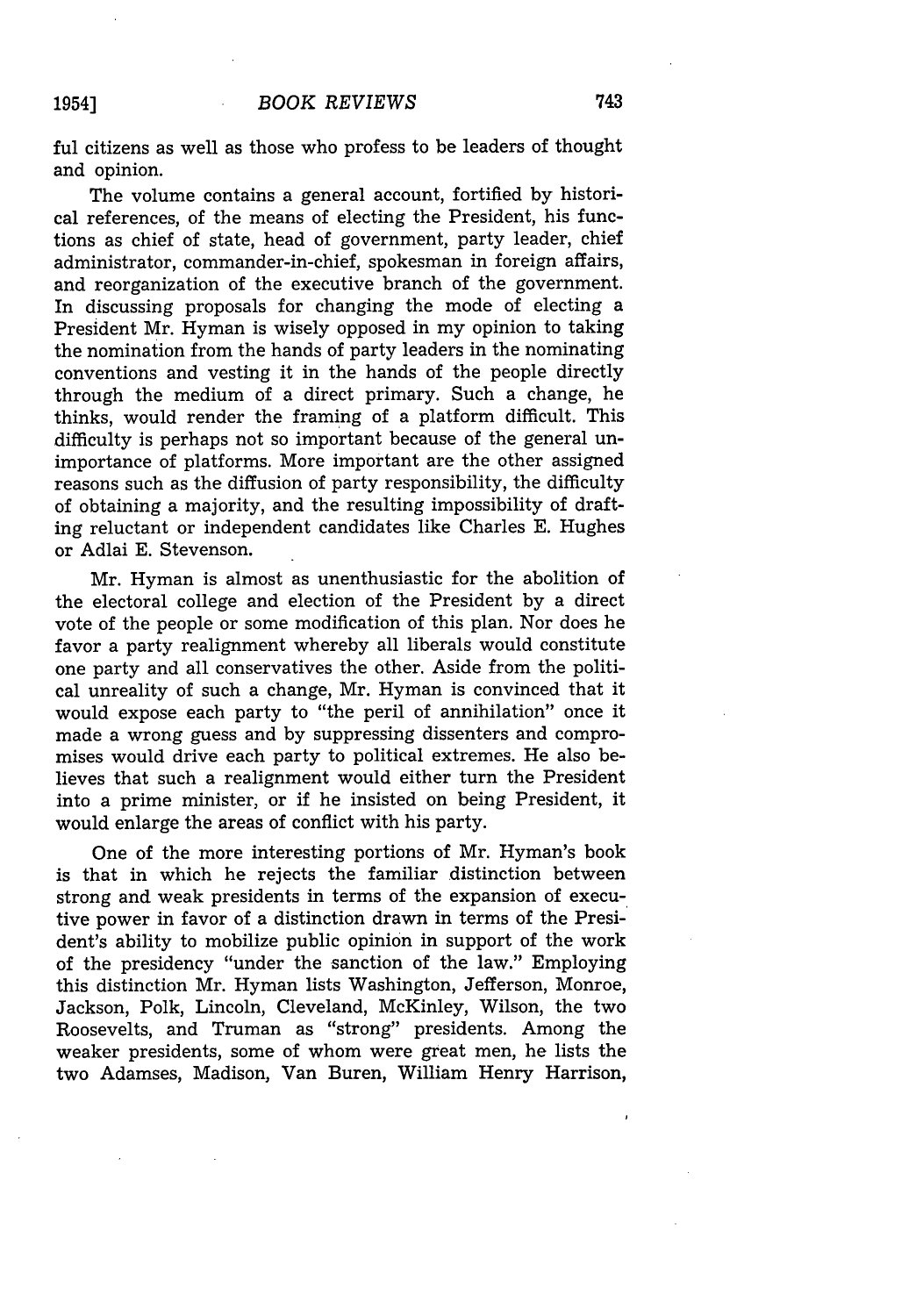ful citizens as well as those who profess to be leaders of thought and opinion.

The volume contains a general account, fortified by historical references, of the means of electing the President, his functions as chief of state, head of government, party leader, chief administrator, commander-in-chief, spokesman in foreign affairs, and reorganization of the executive branch of the government. In discussing proposals for changing the mode of electing a President Mr. Hyman is wisely opposed in my opinion to taking the nomination from the hands of party leaders in the nominating conventions and vesting it in the hands of the people directly through the medium of a direct primary. Such a change, he thinks, would render the framing of a platform difficult. This difficulty is perhaps not so important because of the general unimportance of platforms. More important are the other assigned reasons such as the diffusion of party responsibility, the difficulty of obtaining a majority, and the resulting impossibility of drafting reluctant or independent candidates like Charles E. Hughes or Adlai E. Stevenson.

Mr. Hyman is almost as unenthusiastic for the abolition of the electoral college and election of the President by a direct vote of the people or some modification of this plan. Nor does he favor a party realignment whereby all liberals would constitute one party and all conservatives the other. Aside from the political unreality of such a change, Mr. Hyman is convinced that it would expose each party to "the peril of annihilation" once it made a wrong guess and by suppressing dissenters and compromises would drive each party to political extremes. He also believes that such a realignment would either turn the President into a prime minister, or if he insisted on being President, it would enlarge the areas of conflict with his party.

One of the more interesting portions of Mr. Hyman's book is that in which he rejects the familiar distinction between strong and weak presidents in terms of the expansion of executive power in favor of a distinction drawn in terms of the President's ability to mobilize public opinion in support of the work of the presidency "under the sanction of the law." Employing this distinction Mr. Hyman lists Washington, Jefferson, Monroe, Jackson, Polk, Lincoln, Cleveland, McKinley, Wilson, the two Roosevelts, and Truman as "strong" presidents. Among the weaker presidents, some of whom were great men, he lists the two Adamses, Madison, Van Buren, William Henry Harrison,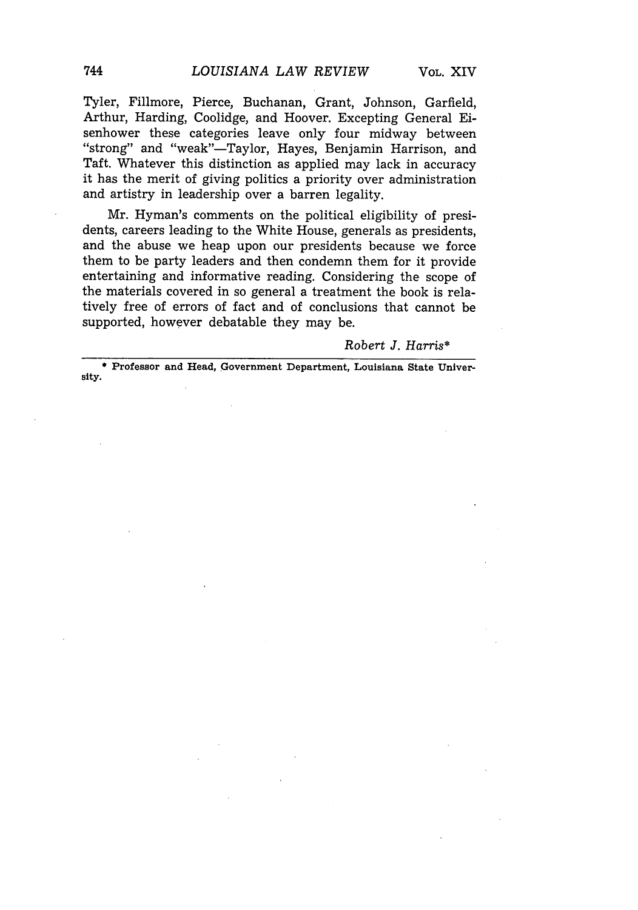Tyler, Fillmore, Pierce, Buchanan, Grant, Johnson, Garfield, Arthur, Harding, Coolidge, and Hoover. Excepting General Eisenhower these categories leave only four midway between "strong" and "weak"—Taylor, Hayes, Benjamin Harrison, and Taft. Whatever this distinction as applied may lack in accuracy it has the merit of giving politics a priority over administration and artistry in leadership over a barren legality.

Mr. Hyman's comments on the political eligibility of presidents, careers leading to the White House, generals as presidents, and the abuse we heap upon our presidents because we force them to be party leaders and then condemn them for it provide entertaining and informative reading. Considering the scope of the materials covered in so general a treatment the book is relatively free of errors of fact and of conclusions that cannot be supported, however debatable they may be.

*Robert J. Harris**

---

\* Professor and Head, Government Department, Louisiana State University.